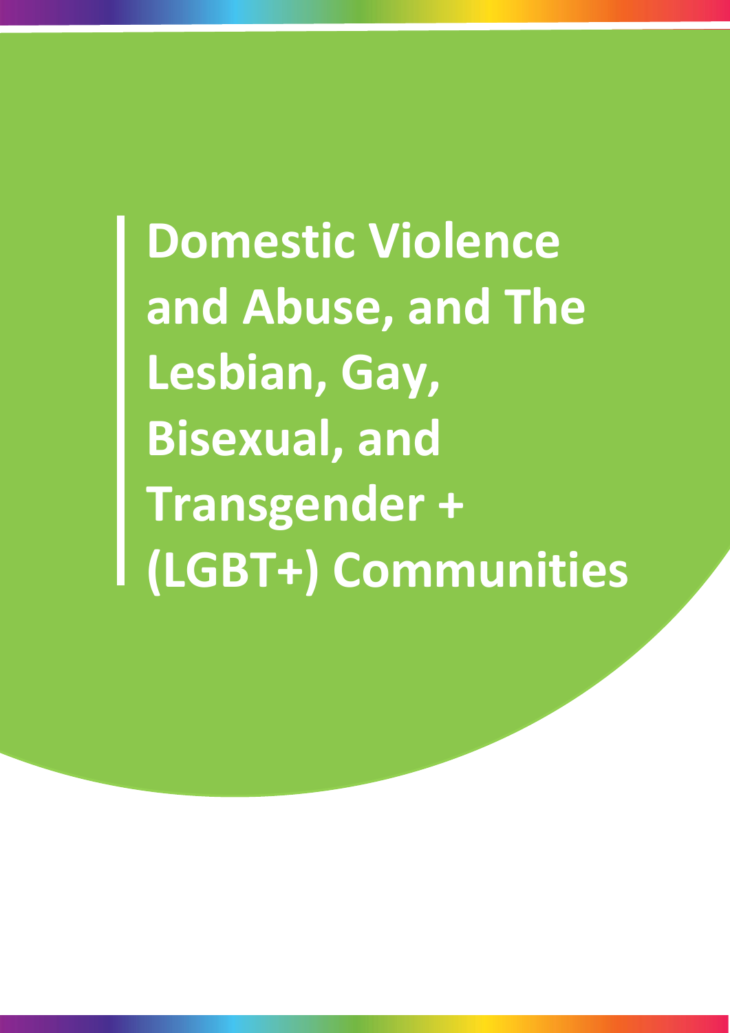# Domestic Violence and Abuse, and The Lesbian, Gay, Bisexual, and Transgender + (LGBT+) Communities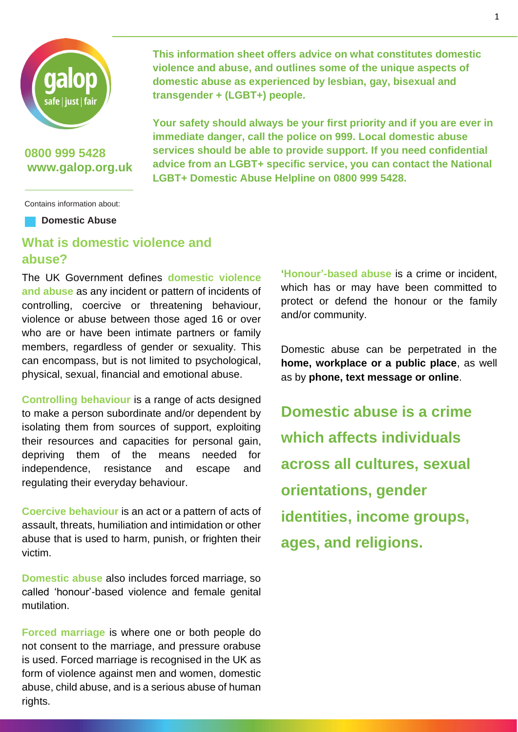**This information sheet offers advice on what constitutes domestic violence and abuse, and outlines some of the unique aspects of domestic abuse as experienced by lesbian, gay, bisexual and transgender + (LGBT+) people.**

**Your safety should always be your first priority and if you are ever in immediate danger, call the police on 999. Local domestic abuse services should be able to provide support. If you need confidential advice from an LGBT+ specific service, you can contact the National LGBT+ Domestic Abuse Helpline on 0800 999 5428.**

**0800 999 5428**
**www.galop.org.uk**

Contains information about:

- **Domestic Abuse**

## What is domestic violence and abuse?

The UK Government defines **domestic violence and abuse** as any incident or pattern of incidents of controlling, coercive or threatening behaviour, violence or abuse between those aged 16 or over who are or have been intimate partners or family members, regardless of gender or sexuality. This can encompass, but is not limited to psychological, physical, sexual, financial and emotional abuse.

**Controlling behaviour** is a range of acts designed to make a person subordinate and/or dependent by isolating them from sources of support, exploiting their resources and capacities for personal gain, depriving them of the means needed for independence, resistance and escape and regulating their everyday behaviour.

**Coercive behaviour** is an act or a pattern of acts of assault, threats, humiliation and intimidation or other abuse that is used to harm, punish, or frighten their victim.

**Domestic abuse** also includes forced marriage, so called 'honour'-based violence and female genital mutilation.

**Forced marriage** is where one or both people do not consent to the marriage, and pressure orabuse is used. Forced marriage is recognised in the UK as form of violence against men and women, domestic abuse, child abuse, and is a serious abuse of human rights.

**'Honour'-based abuse** is a crime or incident, which has or may have been committed to protect or defend the honour or the family and/or community.

Domestic abuse can be perpetrated in the **home, workplace or a public place**, as well as by **phone, text message or online**.

**Domestic abuse is a crime which affects individuals across all cultures, sexual orientations, gender identities, income groups, ages, and religions.**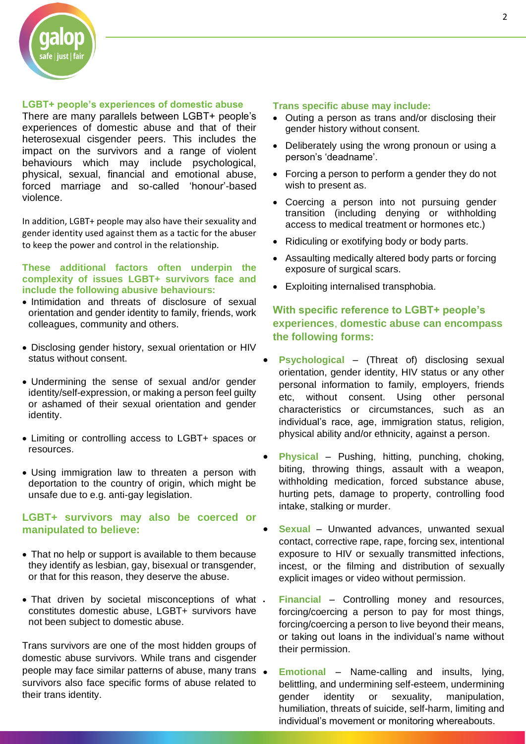### LGBT+ people's experiences of domestic abuse

There are many parallels between LGBT+ people's experiences of domestic abuse and that of their heterosexual cisgender peers. This includes the impact on the survivors and a range of violent behaviours which may include psychological, physical, sexual, financial and emotional abuse, forced marriage and so-called 'honour'-based violence.

In addition, LGBT+ people may also have their sexuality and gender identity used against them as a tactic for the abuser to keep the power and control in the relationship.

### These additional factors often underpin the complexity of issues LGBT+ survivors face and include the following abusive behaviours:

- Intimidation and threats of disclosure of sexual orientation and gender identity to family, friends, work colleagues, community and others.
- Disclosing gender history, sexual orientation or HIV status without consent.
- Undermining the sense of sexual and/or gender identity/self-expression, or making a person feel guilty or ashamed of their sexual orientation and gender identity.
- Limiting or controlling access to LGBT+ spaces or resources.
- Using immigration law to threaten a person with deportation to the country of origin, which might be unsafe due to e.g. anti-gay legislation.

### LGBT+ survivors may also be coerced or manipulated to believe:

- That no help or support is available to them because they identify as lesbian, gay, bisexual or transgender, or that for this reason, they deserve the abuse.
- That driven by societal misconceptions of what constitutes domestic abuse, LGBT+ survivors have not been subject to domestic abuse.

Trans survivors are one of the most hidden groups of domestic abuse survivors. While trans and cisgender people may face similar patterns of abuse, many trans survivors also face specific forms of abuse related to their trans identity.

### Trans specific abuse may include:

- Outing a person as trans and/or disclosing their gender history without consent.
- Deliberately using the wrong pronoun or using a person's 'deadname'.
- Forcing a person to perform a gender they do not wish to present as.
- Coercing a person into not pursuing gender transition (including denying or withholding access to medical treatment or hormones etc.)
- Ridiculing or exotifying body or body parts.
- Assaulting medically altered body parts or forcing exposure of surgical scars.
- Exploiting internalised transphobia.

### With specific reference to LGBT+ people's experiences, domestic abuse can encompass the following forms:

- **Psychological** – (Threat of) disclosing sexual orientation, gender identity, HIV status or any other personal information to family, employers, friends etc, without consent. Using other personal characteristics or circumstances, such as an individual's race, age, immigration status, religion, physical ability and/or ethnicity, against a person.
- **Physical** – Pushing, hitting, punching, choking, biting, throwing things, assault with a weapon, withholding medication, forced substance abuse, hurting pets, damage to property, controlling food intake, stalking or murder.
- **Sexual** – Unwanted advances, unwanted sexual contact, corrective rape, rape, forcing sex, intentional exposure to HIV or sexually transmitted infections, incest, or the filming and distribution of sexually explicit images or video without permission.
- **Financial** – Controlling money and resources, forcing/coercing a person to pay for most things, forcing/coercing a person to live beyond their means, or taking out loans in the individual's name without their permission.
- **Emotional** – Name-calling and insults, lying, belittling, and undermining self-esteem, undermining gender identity or sexuality, manipulation, humiliation, threats of suicide, self-harm, limiting and individual's movement or monitoring whereabouts.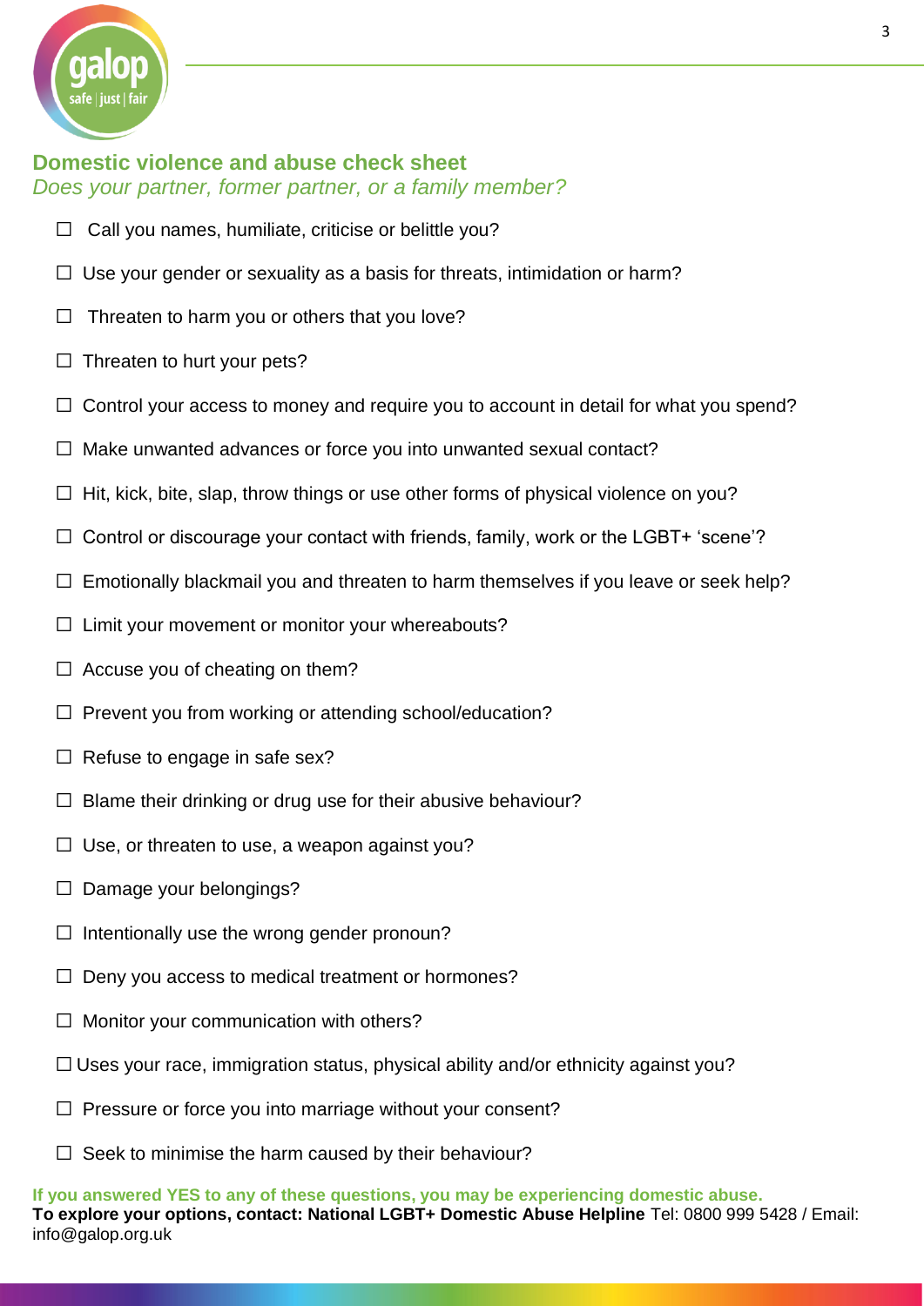## Domestic violence and abuse check sheet

*Does your partner, former partner, or a family member?*

- ☐ Call you names, humiliate, criticise or belittle you?
- ☐ Use your gender or sexuality as a basis for threats, intimidation or harm?
- ☐ Threaten to harm you or others that you love?
- ☐ Threaten to hurt your pets?
- ☐ Control your access to money and require you to account in detail for what you spend?
- ☐ Make unwanted advances or force you into unwanted sexual contact?
- ☐ Hit, kick, bite, slap, throw things or use other forms of physical violence on you?
- ☐ Control or discourage your contact with friends, family, work or the LGBT+ 'scene'?
- ☐ Emotionally blackmail you and threaten to harm themselves if you leave or seek help?
- ☐ Limit your movement or monitor your whereabouts?
- ☐ Accuse you of cheating on them?
- ☐ Prevent you from working or attending school/education?
- ☐ Refuse to engage in safe sex?
- ☐ Blame their drinking or drug use for their abusive behaviour?
- ☐ Use, or threaten to use, a weapon against you?
- ☐ Damage your belongings?
- ☐ Intentionally use the wrong gender pronoun?
- ☐ Deny you access to medical treatment or hormones?
- ☐ Monitor your communication with others?
- ☐ Uses your race, immigration status, physical ability and/or ethnicity against you?
- ☐ Pressure or force you into marriage without your consent?
- ☐ Seek to minimise the harm caused by their behaviour?

**If you answered YES to any of these questions, you may be experiencing domestic abuse.**

**To explore your options, contact: National LGBT+ Domestic Abuse Helpline** Tel: 0800 999 5428 / Email: info@galop.org.uk